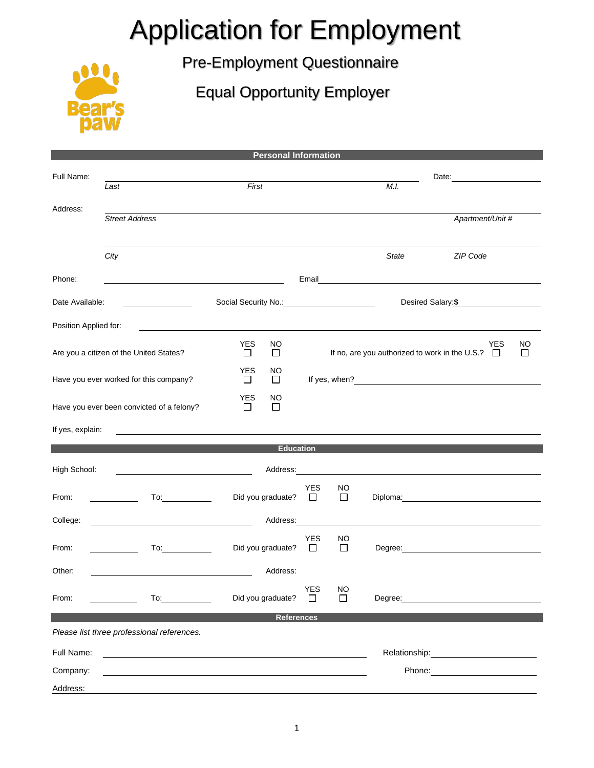# Application for Employment

## Pre-Employment Questionnaire

## Equal Opportunity Employer

Bear's paw

### Personal Information

Full Name: ______________________________ Date: __________

*Last* *First* *M.I.*

Address: ______________________________

*Street Address* *Apartment/Unit #*

______________________________

*City* *State* *ZIP Code*

Phone: ______________ Email ______________

Date Available: __________ Social Security No.: __________ Desired Salary: **$** __________

Position Applied for: ______________________________

Are you a citizen of the United States? YES ☐ NO ☐ If no, are you authorized to work in the U.S.? YES ☐ NO ☐

Have you ever worked for this company? YES ☐ NO ☐ If yes, when? __________

Have you ever been convicted of a felony? YES ☐ NO ☐

If yes, explain: ______________________________

### Education

High School: __________ Address: __________

From: __________ To: __________ Did you graduate? YES ☐ NO ☐ Diploma: __________

College: __________ Address: __________

From: __________ To: __________ Did you graduate? YES ☐ NO ☐ Degree: __________

Other: __________ Address:

From: __________ To: __________ Did you graduate? YES ☐ NO ☐ Degree: __________

### References

*Please list three professional references.*

Full Name: ______________________________ Relationship: __________

Company: ______________________________ Phone: __________

Address: ______________________________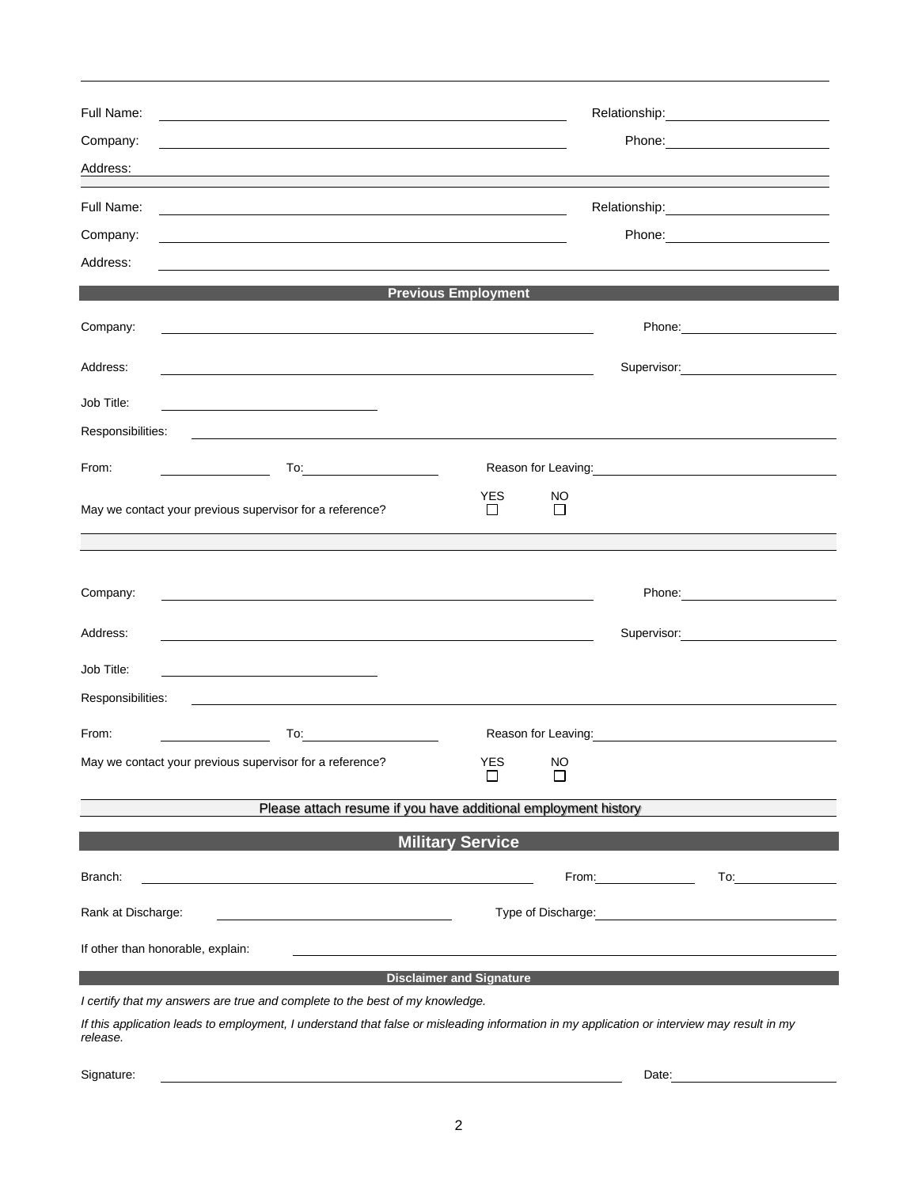Full Name: ______________________ Relationship: ______________________

Company: ______________________ Phone: ______________________

Address: ______________________

Full Name: ______________________ Relationship: ______________________

Company: ______________________ Phone: ______________________

Address: ______________________

## Previous Employment

Company: ______________________ Phone: ______________________

Address: ______________________ Supervisor: ______________________

Job Title: ______________________

Responsibilities: ______________________

From: __________ To: __________ Reason for Leaving: ______________________

May we contact your previous supervisor for a reference? YES ☐ NO ☐

Company: ______________________ Phone: ______________________

Address: ______________________ Supervisor: ______________________

Job Title: ______________________

Responsibilities: ______________________

From: __________ To: __________ Reason for Leaving: ______________________

May we contact your previous supervisor for a reference? YES ☐ NO ☐

Please attach resume if you have additional employment history

## Military Service

Branch: ______________________ From: __________ To: __________

Rank at Discharge: ______________________ Type of Discharge: ______________________

If other than honorable, explain: ______________________

## Disclaimer and Signature

*I certify that my answers are true and complete to the best of my knowledge.*

*If this application leads to employment, I understand that false or misleading information in my application or interview may result in my release.*

Signature: ______________________ Date: ______________________